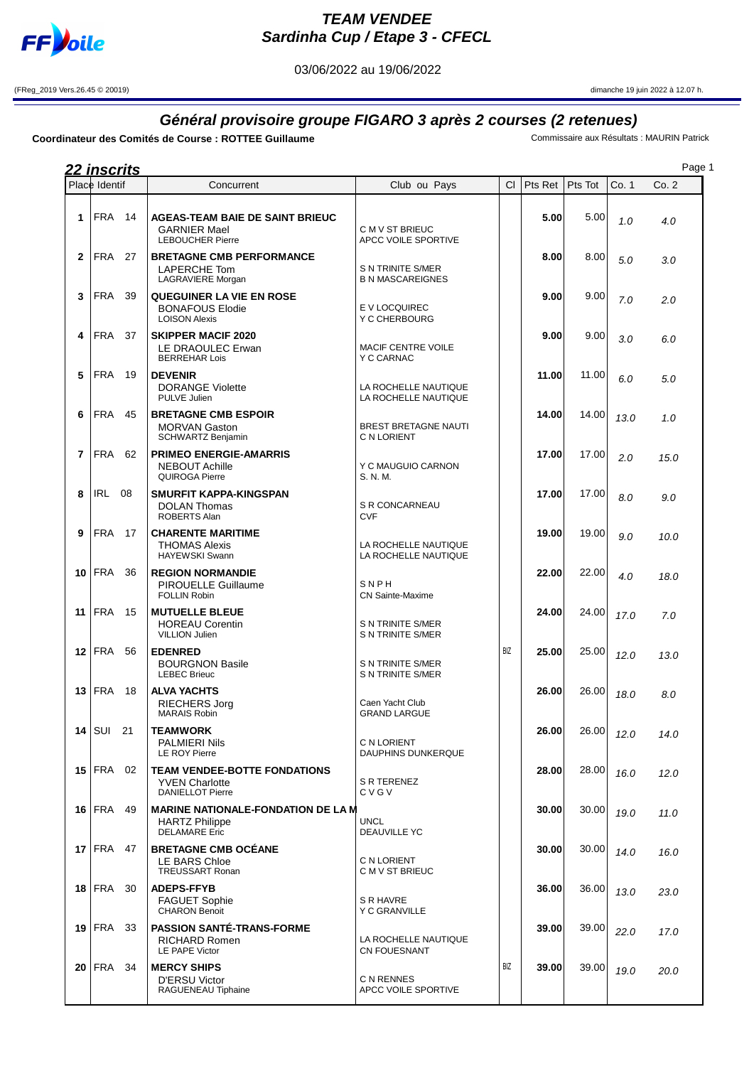# TEAM VENDEE
## Sardinha Cup / Etape 3 - CFECL

03/06/2022 au 19/06/2022

(FReg_2019 Vers.26.45 © 20019) dimanche 19 juin 2022 à 12.07 h.

## Général provisoire groupe FIGARO 3 après 2 courses (2 retenues)

**Coordinateur des Comités de Course : ROTTEE Guillaume** Commissaire aux Résultats : MAURIN Patrick

**22 inscrits**

| Place | Identif | Concurrent | Club ou Pays | Cl | Pts Ret | Pts Tot | Co. 1 | Co. 2 |
|---|---|---|---|---|---|---|---|---|
| 1 | FRA 14 | **AGEAS-TEAM BAIE DE SAINT BRIEUC**<br>GARNIER Mael<br>LEBOUCHER Pierre | C M V ST BRIEUC<br>APCC VOILE SPORTIVE | | **5.00** | 5.00 | 1.0 | 4.0 |
| 2 | FRA 27 | **BRETAGNE CMB PERFORMANCE**<br>LAPERCHE Tom<br>LAGRAVIERE Morgan | S N TRINITE S/MER<br>B N MASCAREIGNES | | **8.00** | 8.00 | 5.0 | 3.0 |
| 3 | FRA 39 | **QUEGUINER LA VIE EN ROSE**<br>BONAFOUS Elodie<br>LOISON Alexis | E V LOCQUIREC<br>Y C CHERBOURG | | **9.00** | 9.00 | 7.0 | 2.0 |
| 4 | FRA 37 | **SKIPPER MACIF 2020**<br>LE DRAOULEC Erwan<br>BERREHAR Lois | MACIF CENTRE VOILE<br>Y C CARNAC | | **9.00** | 9.00 | 3.0 | 6.0 |
| 5 | FRA 19 | **DEVENIR**<br>DORANGE Violette<br>PULVE Julien | LA ROCHELLE NAUTIQUE<br>LA ROCHELLE NAUTIQUE | | **11.00** | 11.00 | 6.0 | 5.0 |
| 6 | FRA 45 | **BRETAGNE CMB ESPOIR**<br>MORVAN Gaston<br>SCHWARTZ Benjamin | BREST BRETAGNE NAUTI<br>C N LORIENT | | **14.00** | 14.00 | 13.0 | 1.0 |
| 7 | FRA 62 | **PRIMEO ENERGIE-AMARRIS**<br>NEBOUT Achille<br>QUIROGA Pierre | Y C MAUGUIO CARNON<br>S. N. M. | | **17.00** | 17.00 | 2.0 | 15.0 |
| 8 | IRL 08 | **SMURFIT KAPPA-KINGSPAN**<br>DOLAN Thomas<br>ROBERTS Alan | S R CONCARNEAU<br>CVF | | **17.00** | 17.00 | 8.0 | 9.0 |
| 9 | FRA 17 | **CHARENTE MARITIME**<br>THOMAS Alexis<br>HAYEWSKI Swann | LA ROCHELLE NAUTIQUE<br>LA ROCHELLE NAUTIQUE | | **19.00** | 19.00 | 9.0 | 10.0 |
| 10 | FRA 36 | **REGION NORMANDIE**<br>PIROUELLE Guillaume<br>FOLLIN Robin | S N P H<br>CN Sainte-Maxime | | **22.00** | 22.00 | 4.0 | 18.0 |
| 11 | FRA 15 | **MUTUELLE BLEUE**<br>HOREAU Corentin<br>VILLION Julien | S N TRINITE S/MER<br>S N TRINITE S/MER | | **24.00** | 24.00 | 17.0 | 7.0 |
| 12 | FRA 56 | **EDENRED**<br>BOURGNON Basile<br>LEBEC Brieuc | S N TRINITE S/MER<br>S N TRINITE S/MER | BIZ | **25.00** | 25.00 | 12.0 | 13.0 |
| 13 | FRA 18 | **ALVA YACHTS**<br>RIECHERS Jorg<br>MARAIS Robin | Caen Yacht Club<br>GRAND LARGUE | | **26.00** | 26.00 | 18.0 | 8.0 |
| 14 | SUI 21 | **TEAMWORK**<br>PALMIERI Nils<br>LE ROY Pierre | C N LORIENT<br>DAUPHINS DUNKERQUE | | **26.00** | 26.00 | 12.0 | 14.0 |
| 15 | FRA 02 | **TEAM VENDEE-BOTTE FONDATIONS**<br>YVEN Charlotte<br>DANIELLOT Pierre | S R TERENEZ<br>C V G V | | **28.00** | 28.00 | 16.0 | 12.0 |
| 16 | FRA 49 | **MARINE NATIONALE-FONDATION DE LA M**<br>HARTZ Philippe<br>DELAMARE Eric | UNCL<br>DEAUVILLE YC | | **30.00** | 30.00 | 19.0 | 11.0 |
| 17 | FRA 47 | **BRETAGNE CMB OCÉANE**<br>LE BARS Chloe<br>TREUSSART Ronan | C N LORIENT<br>C M V ST BRIEUC | | **30.00** | 30.00 | 14.0 | 16.0 |
| 18 | FRA 30 | **ADEPS-FFYB**<br>FAGUET Sophie<br>CHARON Benoit | S R HAVRE<br>Y C GRANVILLE | | **36.00** | 36.00 | 13.0 | 23.0 |
| 19 | FRA 33 | **PASSION SANTÉ-TRANS-FORME**<br>RICHARD Romen<br>LE PAPE Victor | LA ROCHELLE NAUTIQUE<br>CN FOUESNANT | | **39.00** | 39.00 | 22.0 | 17.0 |
| 20 | FRA 34 | **MERCY SHIPS**<br>D'ERSU Victor<br>RAGUENEAU Tiphaine | C N RENNES<br>APCC VOILE SPORTIVE | BIZ | **39.00** | 39.00 | 19.0 | 20.0 |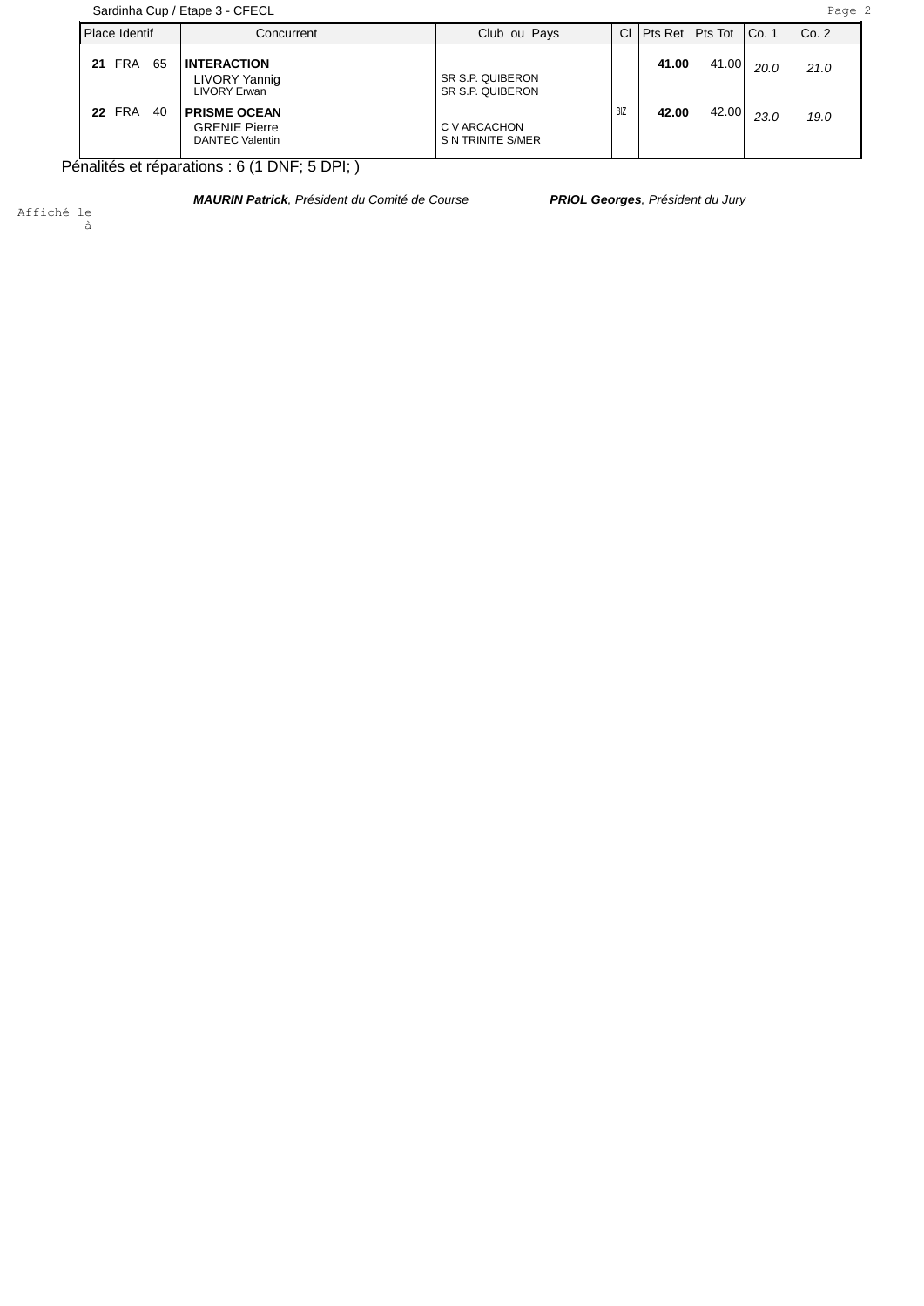| Place | Identif | Concurrent | Club ou Pays | Cl | Pts Ret | Pts Tot | Co. 1 | Co. 2 |
|---|---|---|---|---|---|---|---|---|
| **21** | FRA 65 | **INTERACTION**<br>LIVORY Yannig<br>LIVORY Erwan | SR S.P. QUIBERON<br>SR S.P. QUIBERON | | **41.00** | 41.00 | *20.0* | *21.0* |
| **22** | FRA 40 | **PRISME OCEAN**<br>GRENIE Pierre<br>DANTEC Valentin | C V ARCACHON<br>S N TRINITE S/MER | BIZ | **42.00** | 42.00 | *23.0* | *19.0* |

Pénalités et réparations : 6 (1 DNF; 5 DPI; )

***MAURIN Patrick**, Président du Comité de Course* ***PRIOL Georges**, Président du Jury*

Affiché le
à